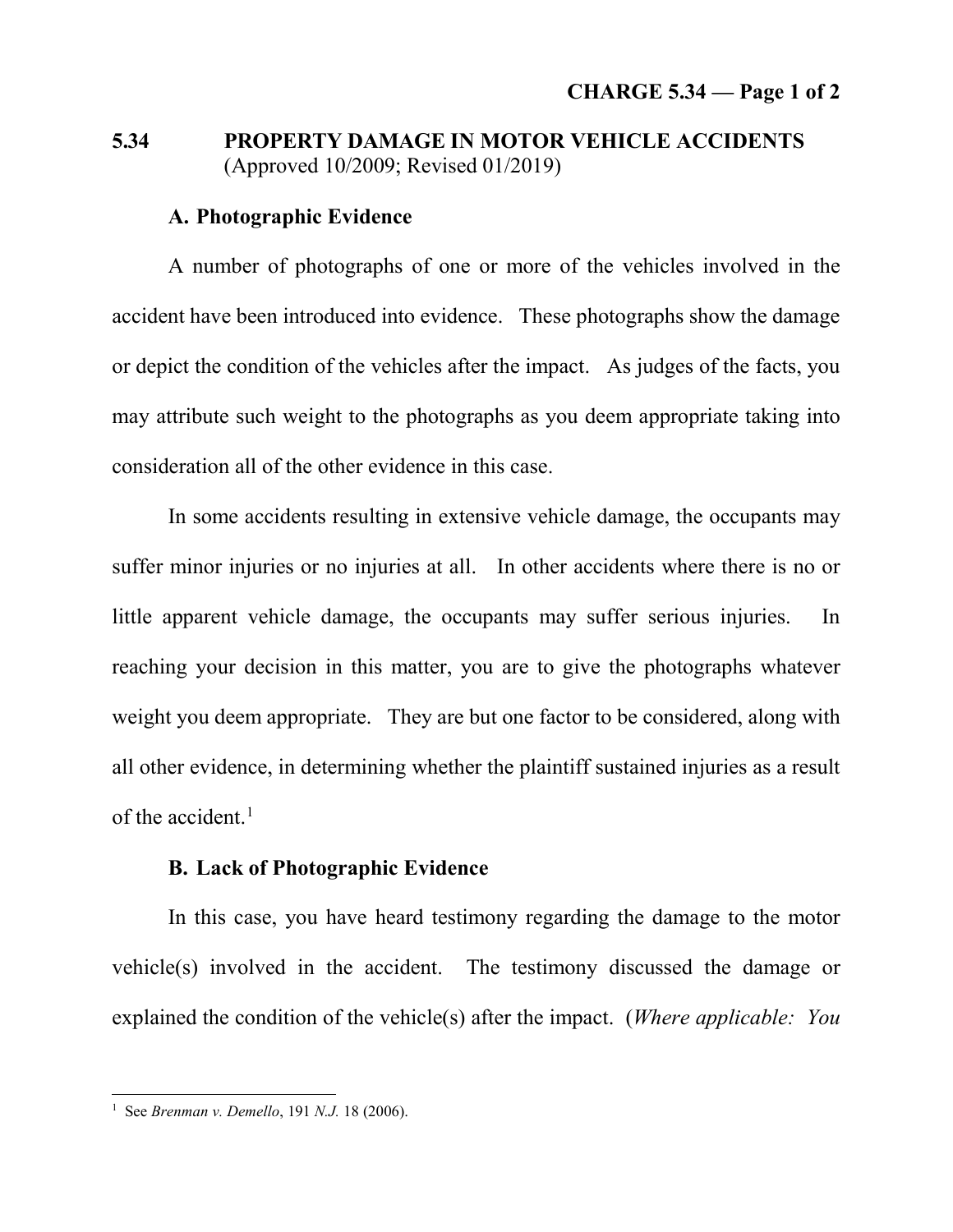# 5.34 PROPERTY DAMAGE IN MOTOR VEHICLE ACCIDENTS
(Approved 10/2009; Revised 01/2019)

## A. Photographic Evidence

A number of photographs of one or more of the vehicles involved in the accident have been introduced into evidence. These photographs show the damage or depict the condition of the vehicles after the impact. As judges of the facts, you may attribute such weight to the photographs as you deem appropriate taking into consideration all of the other evidence in this case.

In some accidents resulting in extensive vehicle damage, the occupants may suffer minor injuries or no injuries at all. In other accidents where there is no or little apparent vehicle damage, the occupants may suffer serious injuries. In reaching your decision in this matter, you are to give the photographs whatever weight you deem appropriate. They are but one factor to be considered, along with all other evidence, in determining whether the plaintiff sustained injuries as a result of the accident.[1]

## B. Lack of Photographic Evidence

In this case, you have heard testimony regarding the damage to the motor vehicle(s) involved in the accident. The testimony discussed the damage or explained the condition of the vehicle(s) after the impact. (*Where applicable: You*

---

[1] See *Brenman v. Demello*, 191 *N.J.* 18 (2006).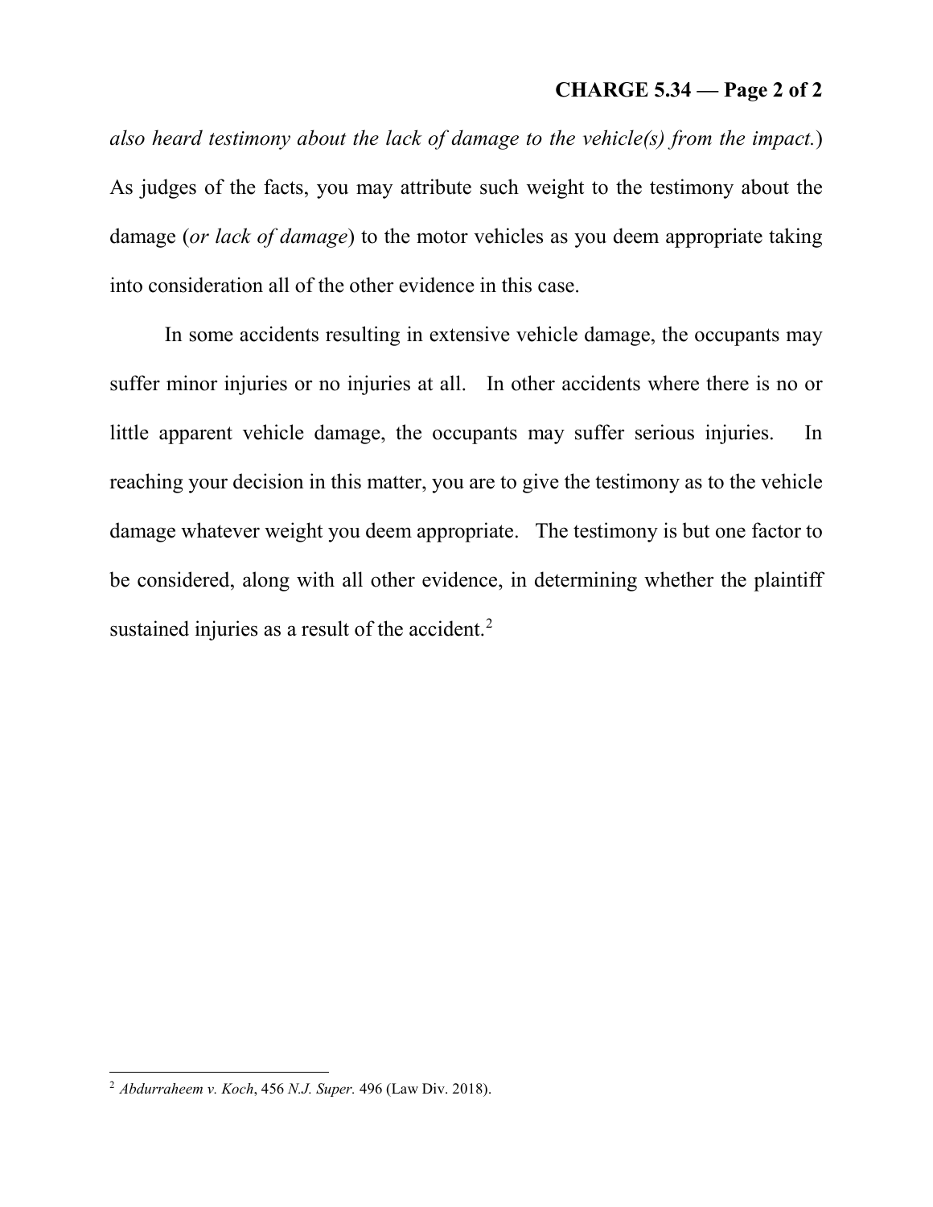*also heard testimony about the lack of damage to the vehicle(s) from the impact.*) As judges of the facts, you may attribute such weight to the testimony about the damage (*or lack of damage*) to the motor vehicles as you deem appropriate taking into consideration all of the other evidence in this case.

In some accidents resulting in extensive vehicle damage, the occupants may suffer minor injuries or no injuries at all. In other accidents where there is no or little apparent vehicle damage, the occupants may suffer serious injuries. In reaching your decision in this matter, you are to give the testimony as to the vehicle damage whatever weight you deem appropriate. The testimony is but one factor to be considered, along with all other evidence, in determining whether the plaintiff sustained injuries as a result of the accident.[2]

---

[2] *Abdurraheem v. Koch*, 456 *N.J. Super.* 496 (Law Div. 2018).